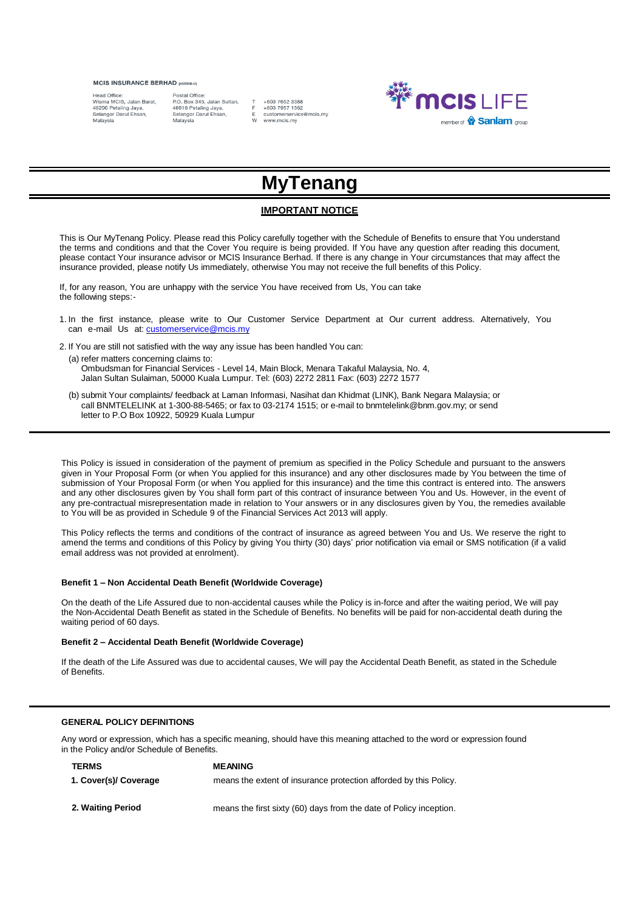**MCIS INSURANCE BERHAD** (435318-U)

Head Office:
Wisma MCIS, Jalan Barat,
46200 Petaling Jaya,
Selangor Darul Ehsan,
Malaysia

Postal Office:
P.O. Box 345, Jalan Sultan,
46916 Petaling Jaya,
Selangor Darul Ehsan,
Malaysia

T +603 7652 3388
F +603 7957 1562
E customerservice@mcis.my
W www.mcis.my

MCIS LIFE
member of Sanlam group

# MyTenang

## IMPORTANT NOTICE

This is Our MyTenang Policy. Please read this Policy carefully together with the Schedule of Benefits to ensure that You understand the terms and conditions and that the Cover You require is being provided. If You have any question after reading this document, please contact Your insurance advisor or MCIS Insurance Berhad. If there is any change in Your circumstances that may affect the insurance provided, please notify Us immediately, otherwise You may not receive the full benefits of this Policy.

If, for any reason, You are unhappy with the service You have received from Us, You can take the following steps:-

1. In the first instance, please write to Our Customer Service Department at Our current address. Alternatively, You can e-mail Us at: customerservice@mcis.my
2. If You are still not satisfied with the way any issue has been handled You can:
   (a) refer matters concerning claims to:
   Ombudsman for Financial Services - Level 14, Main Block, Menara Takaful Malaysia, No. 4, Jalan Sultan Sulaiman, 50000 Kuala Lumpur. Tel: (603) 2272 2811 Fax: (603) 2272 1577

   (b) submit Your complaints/ feedback at Laman Informasi, Nasihat dan Khidmat (LINK), Bank Negara Malaysia; or call BNMTELELINK at 1-300-88-5465; or fax to 03-2174 1515; or e-mail to bnmtelelink@bnm.gov.my; or send letter to P.O Box 10922, 50929 Kuala Lumpur

This Policy is issued in consideration of the payment of premium as specified in the Policy Schedule and pursuant to the answers given in Your Proposal Form (or when You applied for this insurance) and any other disclosures made by You between the time of submission of Your Proposal Form (or when You applied for this insurance) and the time this contract is entered into. The answers and any other disclosures given by You shall form part of this contract of insurance between You and Us. However, in the event of any pre-contractual misrepresentation made in relation to Your answers or in any disclosures given by You, the remedies available to You will be as provided in Schedule 9 of the Financial Services Act 2013 will apply.

This Policy reflects the terms and conditions of the contract of insurance as agreed between You and Us. We reserve the right to amend the terms and conditions of this Policy by giving You thirty (30) days' prior notification via email or SMS notification (if a valid email address was not provided at enrolment).

### Benefit 1 – Non Accidental Death Benefit (Worldwide Coverage)

On the death of the Life Assured due to non-accidental causes while the Policy is in-force and after the waiting period, We will pay the Non-Accidental Death Benefit as stated in the Schedule of Benefits. No benefits will be paid for non-accidental death during the waiting period of 60 days.

### Benefit 2 – Accidental Death Benefit (Worldwide Coverage)

If the death of the Life Assured was due to accidental causes, We will pay the Accidental Death Benefit, as stated in the Schedule of Benefits.

### GENERAL POLICY DEFINITIONS

Any word or expression, which has a specific meaning, should have this meaning attached to the word or expression found in the Policy and/or Schedule of Benefits.

| TERMS | MEANING |
|---|---|
| 1. Cover(s)/ Coverage | means the extent of insurance protection afforded by this Policy. |
| 2. Waiting Period | means the first sixty (60) days from the date of Policy inception. |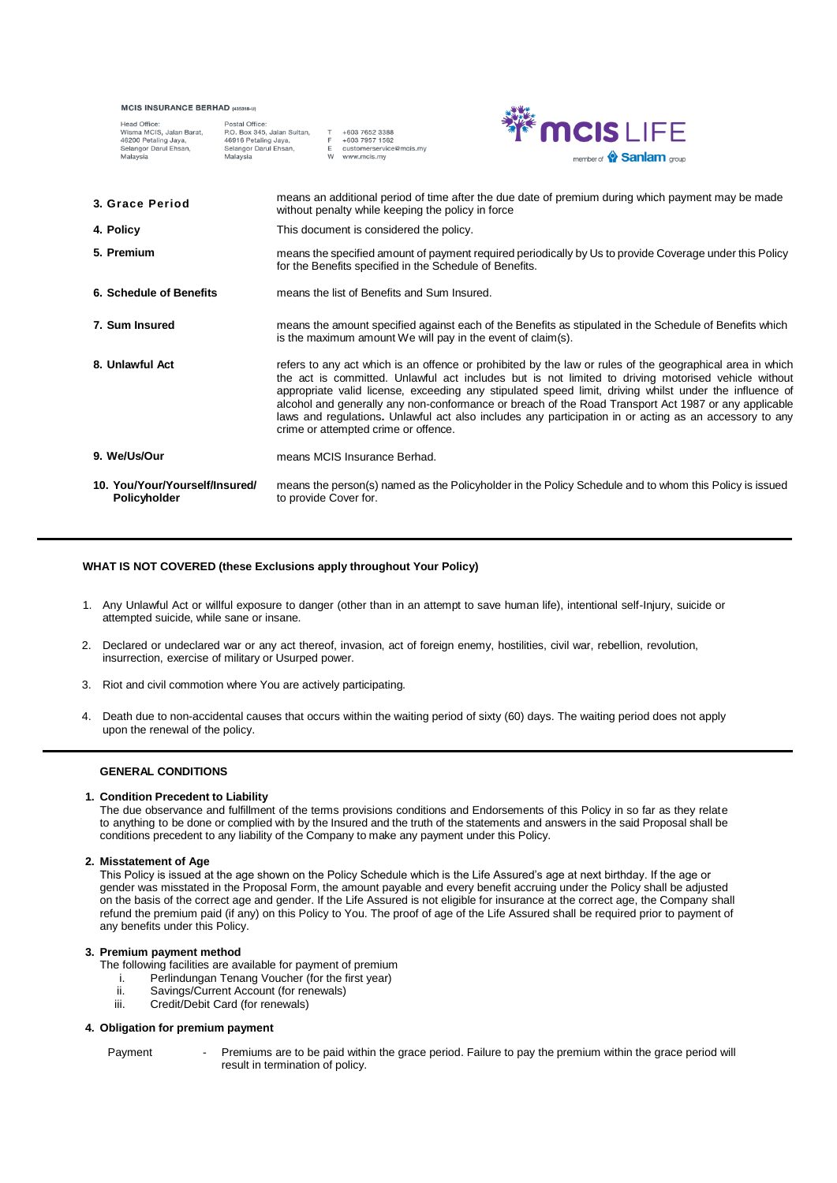| | |
|---|---|
| **3. Grace Period** | means an additional period of time after the due date of premium during which payment may be made without penalty while keeping the policy in force |
| **4. Policy** | This document is considered the policy. |
| **5. Premium** | means the specified amount of payment required periodically by Us to provide Coverage under this Policy for the Benefits specified in the Schedule of Benefits. |
| **6. Schedule of Benefits** | means the list of Benefits and Sum Insured. |
| **7. Sum Insured** | means the amount specified against each of the Benefits as stipulated in the Schedule of Benefits which is the maximum amount We will pay in the event of claim(s). |
| **8. Unlawful Act** | refers to any act which is an offence or prohibited by the law or rules of the geographical area in which the act is committed. Unlawful act includes but is not limited to driving motorised vehicle without appropriate valid license, exceeding any stipulated speed limit, driving whilst under the influence of alcohol and generally any non-conformance or breach of the Road Transport Act 1987 or any applicable laws and regulations**.** Unlawful act also includes any participation in or acting as an accessory to any crime or attempted crime or offence. |
| **9. We/Us/Our** | means MCIS Insurance Berhad. |
| **10. You/Your/Yourself/Insured/ Policyholder** | means the person(s) named as the Policyholder in the Policy Schedule and to whom this Policy is issued to provide Cover for. |

## WHAT IS NOT COVERED (these Exclusions apply throughout Your Policy)

1. Any Unlawful Act or willful exposure to danger (other than in an attempt to save human life), intentional self-Injury, suicide or attempted suicide, while sane or insane.
2. Declared or undeclared war or any act thereof, invasion, act of foreign enemy, hostilities, civil war, rebellion, revolution, insurrection, exercise of military or Usurped power.
3. Riot and civil commotion where You are actively participating.
4. Death due to non-accidental causes that occurs within the waiting period of sixty (60) days. The waiting period does not apply upon the renewal of the policy.

## GENERAL CONDITIONS

### 1. Condition Precedent to Liability

The due observance and fulfillment of the terms provisions conditions and Endorsements of this Policy in so far as they relate to anything to be done or complied with by the Insured and the truth of the statements and answers in the said Proposal shall be conditions precedent to any liability of the Company to make any payment under this Policy.

### 2. Misstatement of Age

This Policy is issued at the age shown on the Policy Schedule which is the Life Assured's age at next birthday. If the age or gender was misstated in the Proposal Form, the amount payable and every benefit accruing under the Policy shall be adjusted on the basis of the correct age and gender. If the Life Assured is not eligible for insurance at the correct age, the Company shall refund the premium paid (if any) on this Policy to You. The proof of age of the Life Assured shall be required prior to payment of any benefits under this Policy.

### 3. Premium payment method

The following facilities are available for payment of premium

i. Perlindungan Tenang Voucher (for the first year)
ii. Savings/Current Account (for renewals)
iii. Credit/Debit Card (for renewals)

### 4. Obligation for premium payment

Payment - Premiums are to be paid within the grace period. Failure to pay the premium within the grace period will result in termination of policy.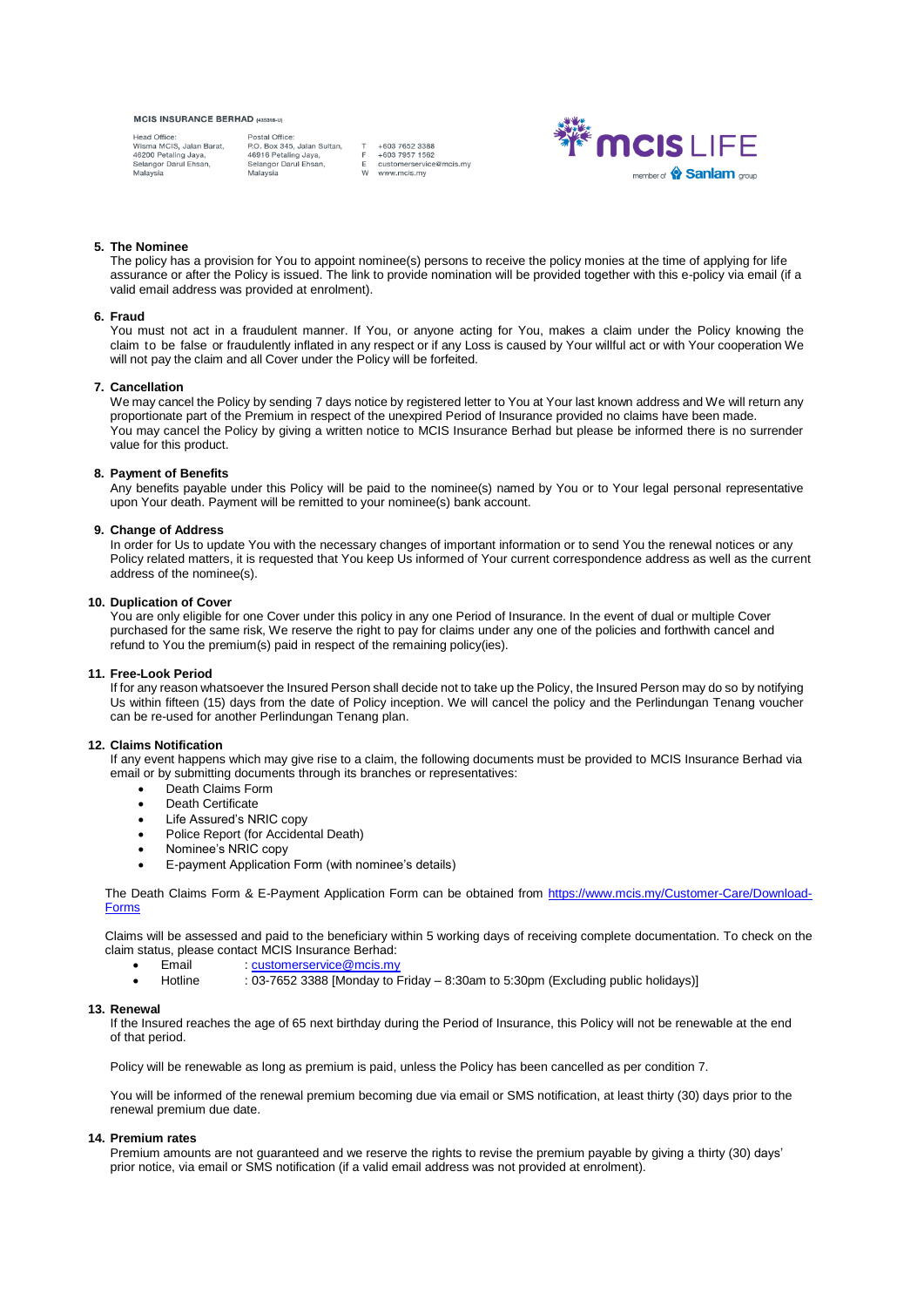**5. The Nominee**

The policy has a provision for You to appoint nominee(s) persons to receive the policy monies at the time of applying for life assurance or after the Policy is issued. The link to provide nomination will be provided together with this e-policy via email (if a valid email address was provided at enrolment).

**6. Fraud**

You must not act in a fraudulent manner. If You, or anyone acting for You, makes a claim under the Policy knowing the claim to be false or fraudulently inflated in any respect or if any Loss is caused by Your willful act or with Your cooperation We will not pay the claim and all Cover under the Policy will be forfeited.

**7. Cancellation**

We may cancel the Policy by sending 7 days notice by registered letter to You at Your last known address and We will return any proportionate part of the Premium in respect of the unexpired Period of Insurance provided no claims have been made.
You may cancel the Policy by giving a written notice to MCIS Insurance Berhad but please be informed there is no surrender value for this product.

**8. Payment of Benefits**

Any benefits payable under this Policy will be paid to the nominee(s) named by You or to Your legal personal representative upon Your death. Payment will be remitted to your nominee(s) bank account.

**9. Change of Address**

In order for Us to update You with the necessary changes of important information or to send You the renewal notices or any Policy related matters, it is requested that You keep Us informed of Your current correspondence address as well as the current address of the nominee(s).

**10. Duplication of Cover**

You are only eligible for one Cover under this policy in any one Period of Insurance. In the event of dual or multiple Cover purchased for the same risk, We reserve the right to pay for claims under any one of the policies and forthwith cancel and refund to You the premium(s) paid in respect of the remaining policy(ies).

**11. Free-Look Period**

If for any reason whatsoever the Insured Person shall decide not to take up the Policy, the Insured Person may do so by notifying Us within fifteen (15) days from the date of Policy inception. We will cancel the policy and the Perlindungan Tenang voucher can be re-used for another Perlindungan Tenang plan.

**12. Claims Notification**

If any event happens which may give rise to a claim, the following documents must be provided to MCIS Insurance Berhad via email or by submitting documents through its branches or representatives:

- Death Claims Form
- Death Certificate
- Life Assured's NRIC copy
- Police Report (for Accidental Death)
- Nominee's NRIC copy
- E-payment Application Form (with nominee's details)

The Death Claims Form & E-Payment Application Form can be obtained from https://www.mcis.my/Customer-Care/Download-Forms

Claims will be assessed and paid to the beneficiary within 5 working days of receiving complete documentation. To check on the claim status, please contact MCIS Insurance Berhad:

- Email : customerservice@mcis.my
- Hotline : 03-7652 3388 [Monday to Friday – 8:30am to 5:30pm (Excluding public holidays)]

**13. Renewal**

If the Insured reaches the age of 65 next birthday during the Period of Insurance, this Policy will not be renewable at the end of that period.

Policy will be renewable as long as premium is paid, unless the Policy has been cancelled as per condition 7.

You will be informed of the renewal premium becoming due via email or SMS notification, at least thirty (30) days prior to the renewal premium due date.

**14. Premium rates**

Premium amounts are not guaranteed and we reserve the rights to revise the premium payable by giving a thirty (30) days' prior notice, via email or SMS notification (if a valid email address was not provided at enrolment).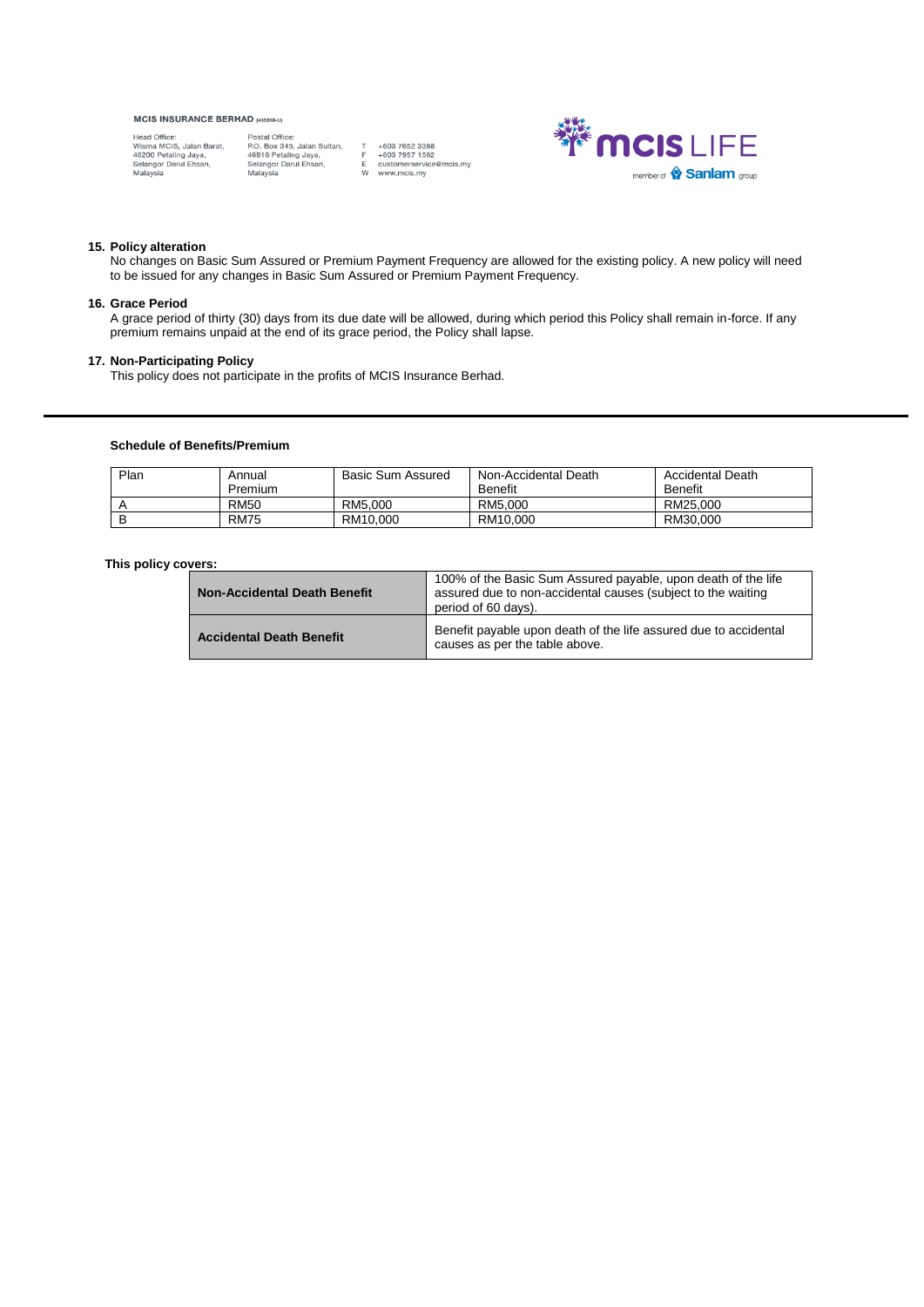### 15. Policy alteration

No changes on Basic Sum Assured or Premium Payment Frequency are allowed for the existing policy. A new policy will need to be issued for any changes in Basic Sum Assured or Premium Payment Frequency.

### 16. Grace Period

A grace period of thirty (30) days from its due date will be allowed, during which period this Policy shall remain in-force. If any premium remains unpaid at the end of its grace period, the Policy shall lapse.

### 17. Non-Participating Policy

This policy does not participate in the profits of MCIS Insurance Berhad.

---

**Schedule of Benefits/Premium**

| Plan | Annual Premium | Basic Sum Assured | Non-Accidental Death Benefit | Accidental Death Benefit |
|---|---|---|---|---|
| A | RM50 | RM5,000 | RM5,000 | RM25,000 |
| B | RM75 | RM10,000 | RM10,000 | RM30,000 |

**This policy covers:**

| | |
|---|---|
| **Non-Accidental Death Benefit** | 100% of the Basic Sum Assured payable, upon death of the life assured due to non-accidental causes (subject to the waiting period of 60 days). |
| **Accidental Death Benefit** | Benefit payable upon death of the life assured due to accidental causes as per the table above. |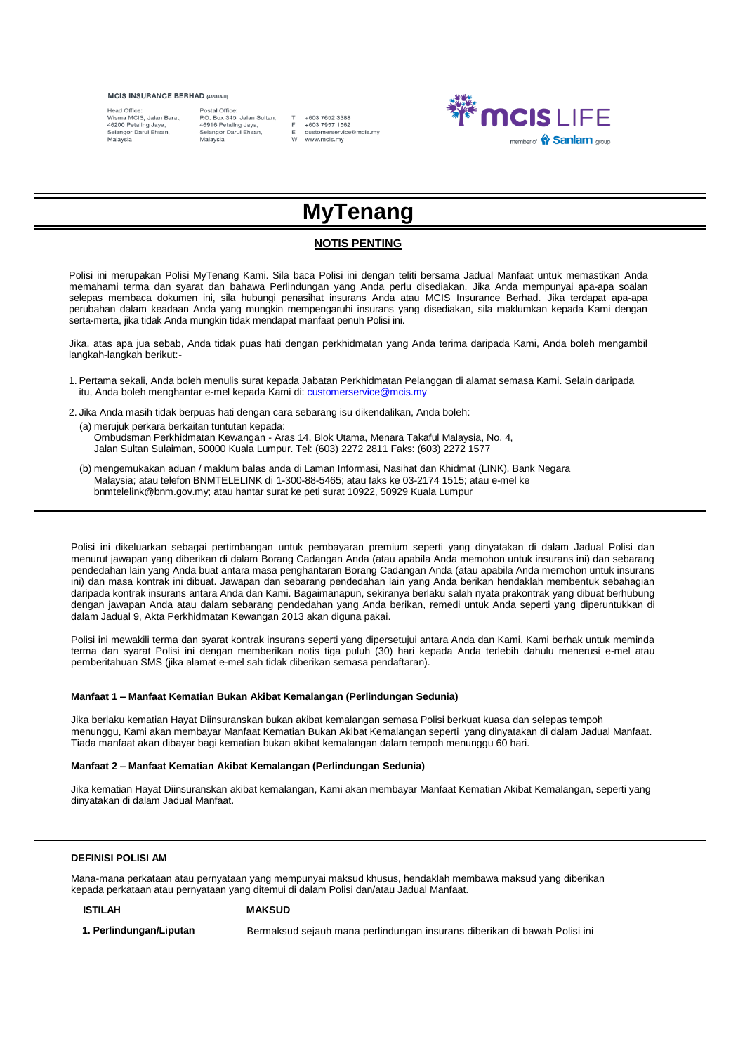**MCIS INSURANCE BERHAD** (435316-U)

Head Office:
Wisma MCIS, Jalan Barat,
46200 Petaling Jaya,
Selangor Darul Ehsan,
Malaysia

Postal Office:
P.O. Box 345, Jalan Sultan,
46916 Petaling Jaya,
Selangor Darul Ehsan,
Malaysia

T +603 7652 3388
F +603 7957 1562
E customerservice@mcis.my
W www.mcis.my

MCIS LIFE
member of Sanlam group

# MyTenang

## NOTIS PENTING

Polisi ini merupakan Polisi MyTenang Kami. Sila baca Polisi ini dengan teliti bersama Jadual Manfaat untuk memastikan Anda memahami terma dan syarat dan bahawa Perlindungan yang Anda perlu disediakan. Jika Anda mempunyai apa-apa soalan selepas membaca dokumen ini, sila hubungi penasihat insurans Anda atau MCIS Insurance Berhad. Jika terdapat apa-apa perubahan dalam keadaan Anda yang mungkin mempengaruhi insurans yang disediakan, sila maklumkan kepada Kami dengan serta-merta, jika tidak Anda mungkin tidak mendapat manfaat penuh Polisi ini.

Jika, atas apa jua sebab, Anda tidak puas hati dengan perkhidmatan yang Anda terima daripada Kami, Anda boleh mengambil langkah-langkah berikut:-

1. Pertama sekali, Anda boleh menulis surat kepada Jabatan Perkhidmatan Pelanggan di alamat semasa Kami. Selain daripada itu, Anda boleh menghantar e-mel kepada Kami di: customerservice@mcis.my

2. Jika Anda masih tidak berpuas hati dengan cara sebarang isu dikendalikan, Anda boleh:
   (a) merujuk perkara berkaitan tuntutan kepada:
   Ombudsman Perkhidmatan Kewangan - Aras 14, Blok Utama, Menara Takaful Malaysia, No. 4, Jalan Sultan Sulaiman, 50000 Kuala Lumpur. Tel: (603) 2272 2811 Faks: (603) 2272 1577

   (b) mengemukakan aduan / maklum balas anda di Laman Informasi, Nasihat dan Khidmat (LINK), Bank Negara Malaysia; atau telefon BNMTELELINK di 1-300-88-5465; atau faks ke 03-2174 1515; atau e-mel ke bnmtelelink@bnm.gov.my; atau hantar surat ke peti surat 10922, 50929 Kuala Lumpur

Polisi ini dikeluarkan sebagai pertimbangan untuk pembayaran premium seperti yang dinyatakan di dalam Jadual Polisi dan menurut jawapan yang diberikan di dalam Borang Cadangan Anda (atau apabila Anda memohon untuk insurans ini) dan sebarang pendedahan lain yang Anda buat antara masa penghantaran Borang Cadangan Anda (atau apabila Anda memohon untuk insurans ini) dan masa kontrak ini dibuat. Jawapan dan sebarang pendedahan lain yang Anda berikan hendaklah membentuk sebahagian daripada kontrak insurans antara Anda dan Kami. Bagaimanapun, sekiranya berlaku salah nyata prakontrak yang dibuat berhubung dengan jawapan Anda atau dalam sebarang pendedahan yang Anda berikan, remedi untuk Anda seperti yang diperuntukkan di dalam Jadual 9, Akta Perkhidmatan Kewangan 2013 akan diguna pakai.

Polisi ini mewakili terma dan syarat kontrak insurans seperti yang dipersetujui antara Anda dan Kami. Kami berhak untuk meminda terma dan syarat Polisi ini dengan memberikan notis tiga puluh (30) hari kepada Anda terlebih dahulu menerusi e-mel atau pemberitahuan SMS (jika alamat e-mel sah tidak diberikan semasa pendaftaran).

**Manfaat 1 – Manfaat Kematian Bukan Akibat Kemalangan (Perlindungan Sedunia)**

Jika berlaku kematian Hayat Diinsuranskan bukan akibat kemalangan semasa Polisi berkuat kuasa dan selepas tempoh menunggu, Kami akan membayar Manfaat Kematian Bukan Akibat Kemalangan seperti yang dinyatakan di dalam Jadual Manfaat. Tiada manfaat akan dibayar bagi kematian bukan akibat kemalangan dalam tempoh menunggu 60 hari.

**Manfaat 2 – Manfaat Kematian Akibat Kemalangan (Perlindungan Sedunia)**

Jika kematian Hayat Diinsuranskan akibat kemalangan, Kami akan membayar Manfaat Kematian Akibat Kemalangan, seperti yang dinyatakan di dalam Jadual Manfaat.

**DEFINISI POLISI AM**

Mana-mana perkataan atau pernyataan yang mempunyai maksud khusus, hendaklah membawa maksud yang diberikan kepada perkataan atau pernyataan yang ditemui di dalam Polisi dan/atau Jadual Manfaat.

| ISTILAH | MAKSUD |
|---|---|
| **1. Perlindungan/Liputan** | Bermaksud sejauh mana perlindungan insurans diberikan di bawah Polisi ini |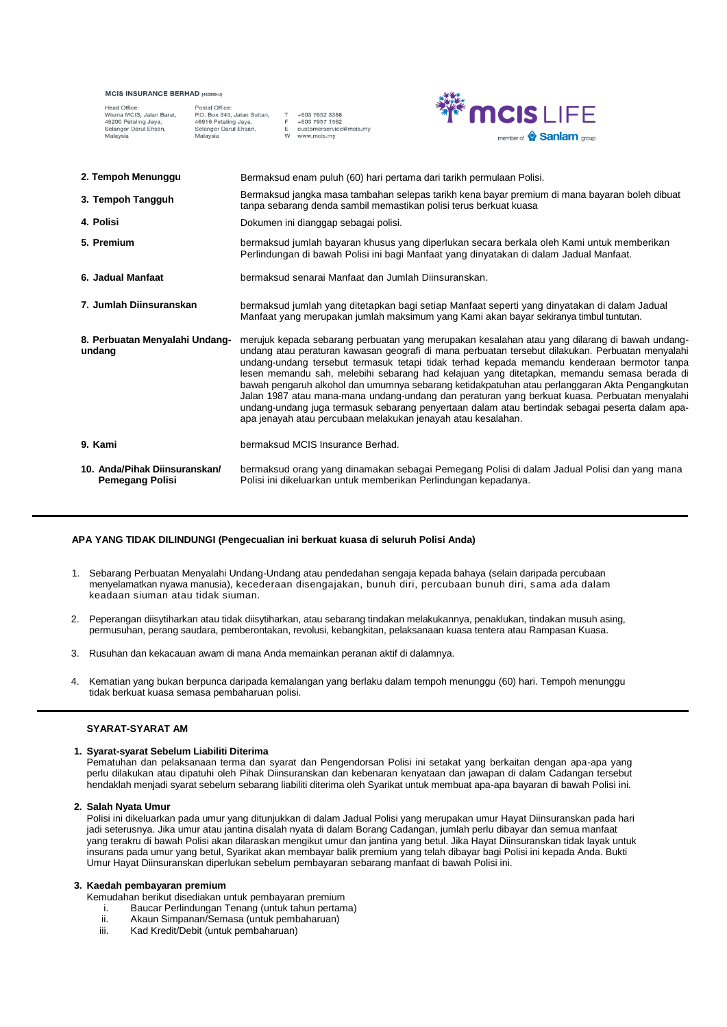| | |
|---|---|
| **2. Tempoh Menunggu** | Bermaksud enam puluh (60) hari pertama dari tarikh permulaan Polisi. |
| **3. Tempoh Tangguh** | Bermaksud jangka masa tambahan selepas tarikh kena bayar premium di mana bayaran boleh dibuat tanpa sebarang denda sambil memastikan polisi terus berkuat kuasa |
| **4. Polisi** | Dokumen ini dianggap sebagai polisi. |
| **5. Premium** | bermaksud jumlah bayaran khusus yang diperlukan secara berkala oleh Kami untuk memberikan Perlindungan di bawah Polisi ini bagi Manfaat yang dinyatakan di dalam Jadual Manfaat. |
| **6. Jadual Manfaat** | bermaksud senarai Manfaat dan Jumlah Diinsuranskan. |
| **7. Jumlah Diinsuranskan** | bermaksud jumlah yang ditetapkan bagi setiap Manfaat seperti yang dinyatakan di dalam Jadual Manfaat yang merupakan jumlah maksimum yang Kami akan bayar sekiranya timbul tuntutan. |
| **8. Perbuatan Menyalahi Undang-undang** | merujuk kepada sebarang perbuatan yang merupakan kesalahan atau yang dilarang di bawah undang-undang atau peraturan kawasan geografi di mana perbuatan tersebut dilakukan. Perbuatan menyalahi undang-undang tersebut termasuk tetapi tidak terhad kepada memandu kenderaan bermotor tanpa lesen memandu sah, melebihi sebarang had kelajuan yang ditetapkan, memandu semasa berada di bawah pengaruh alkohol dan umumnya sebarang ketidakpatuhan atau perlanggaran Akta Pengangkutan Jalan 1987 atau mana-mana undang-undang dan peraturan yang berkuat kuasa. Perbuatan menyalahi undang-undang juga termasuk sebarang penyertaan dalam atau bertindak sebagai peserta dalam apa-apa jenayah atau percubaan melakukan jenayah atau kesalahan. |
| **9. Kami** | bermaksud MCIS Insurance Berhad. |
| **10. Anda/Pihak Diinsuranskan/ Pemegang Polisi** | bermaksud orang yang dinamakan sebagai Pemegang Polisi di dalam Jadual Polisi dan yang mana Polisi ini dikeluarkan untuk memberikan Perlindungan kepadanya. |

**APA YANG TIDAK DILINDUNGI (Pengecualian ini berkuat kuasa di seluruh Polisi Anda)**

1. Sebarang Perbuatan Menyalahi Undang-Undang atau pendedahan sengaja kepada bahaya (selain daripada percubaan menyelamatkan nyawa manusia), kecederaan disengajakan, bunuh diri, percubaan bunuh diri, sama ada dalam keadaan siuman atau tidak siuman.
2. Peperangan diisytiharkan atau tidak diisytiharkan, atau sebarang tindakan melakukannya, penaklukan, tindakan musuh asing, permusuhan, perang saudara, pemberontakan, revolusi, kebangkitan, pelaksanaan kuasa tentera atau Rampasan Kuasa.
3. Rusuhan dan kekacauan awam di mana Anda memainkan peranan aktif di dalamnya.
4. Kematian yang bukan berpunca daripada kemalangan yang berlaku dalam tempoh menunggu (60) hari. Tempoh menunggu tidak berkuat kuasa semasa pembaharuan polisi.

**SYARAT-SYARAT AM**

**1. Syarat-syarat Sebelum Liabiliti Diterima**

Pematuhan dan pelaksanaan terma dan syarat dan Pengendorsan Polisi ini setakat yang berkaitan dengan apa-apa yang perlu dilakukan atau dipatuhi oleh Pihak Diinsuranskan dan kebenaran kenyataan dan jawapan di dalam Cadangan tersebut hendaklah menjadi syarat sebelum sebarang liabiliti diterima oleh Syarikat untuk membuat apa-apa bayaran di bawah Polisi ini.

**2. Salah Nyata Umur**

Polisi ini dikeluarkan pada umur yang ditunjukkan di dalam Jadual Polisi yang merupakan umur Hayat Diinsuranskan pada hari jadi seterusnya. Jika umur atau jantina disalah nyata di dalam Borang Cadangan, jumlah perlu dibayar dan semua manfaat yang terakru di bawah Polisi akan dilaraskan mengikut umur dan jantina yang betul. Jika Hayat Diinsuranskan tidak layak untuk insurans pada umur yang betul, Syarikat akan membayar balik premium yang telah dibayar bagi Polisi ini kepada Anda. Bukti Umur Hayat Diinsuranskan diperlukan sebelum pembayaran sebarang manfaat di bawah Polisi ini.

**3. Kaedah pembayaran premium**

Kemudahan berikut disediakan untuk pembayaran premium

i. Baucar Perlindungan Tenang (untuk tahun pertama)
ii. Akaun Simpanan/Semasa (untuk pembaharuan)
iii. Kad Kredit/Debit (untuk pembaharuan)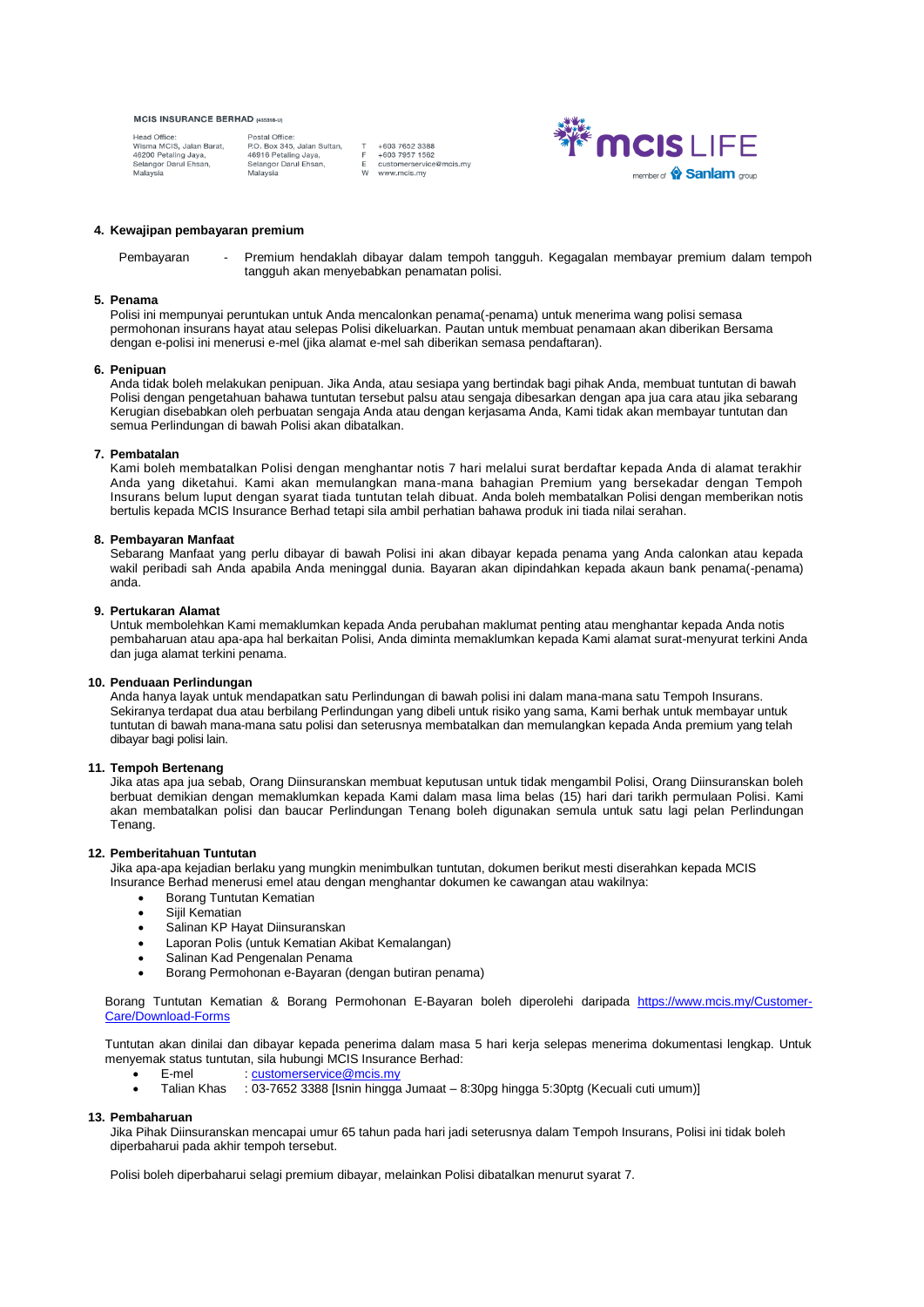### 4. Kewajipan pembayaran premium

Pembayaran - Premium hendaklah dibayar dalam tempoh tangguh. Kegagalan membayar premium dalam tempoh tangguh akan menyebabkan penamatan polisi.

### 5. Penama

Polisi ini mempunyai peruntukan untuk Anda mencalonkan penama(-penama) untuk menerima wang polisi semasa permohonan insurans hayat atau selepas Polisi dikeluarkan. Pautan untuk membuat penamaan akan diberikan Bersama dengan e-polisi ini menerusi e-mel (jika alamat e-mel sah diberikan semasa pendaftaran).

### 6. Penipuan

Anda tidak boleh melakukan penipuan. Jika Anda, atau sesiapa yang bertindak bagi pihak Anda, membuat tuntutan di bawah Polisi dengan pengetahuan bahawa tuntutan tersebut palsu atau sengaja dibesarkan dengan apa jua cara atau jika sebarang Kerugian disebabkan oleh perbuatan sengaja Anda atau dengan kerjasama Anda, Kami tidak akan membayar tuntutan dan semua Perlindungan di bawah Polisi akan dibatalkan.

### 7. Pembatalan

Kami boleh membatalkan Polisi dengan menghantar notis 7 hari melalui surat berdaftar kepada Anda di alamat terakhir Anda yang diketahui. Kami akan memulangkan mana-mana bahagian Premium yang bersekadar dengan Tempoh Insurans belum luput dengan syarat tiada tuntutan telah dibuat. Anda boleh membatalkan Polisi dengan memberikan notis bertulis kepada MCIS Insurance Berhad tetapi sila ambil perhatian bahawa produk ini tiada nilai serahan.

### 8. Pembayaran Manfaat

Sebarang Manfaat yang perlu dibayar di bawah Polisi ini akan dibayar kepada penama yang Anda calonkan atau kepada wakil peribadi sah Anda apabila Anda meninggal dunia. Bayaran akan dipindahkan kepada akaun bank penama(-penama) anda.

### 9. Pertukaran Alamat

Untuk membolehkan Kami memaklumkan kepada Anda perubahan maklumat penting atau menghantar kepada Anda notis pembaharuan atau apa-apa hal berkaitan Polisi, Anda diminta memaklumkan kepada Kami alamat surat-menyurat terkini Anda dan juga alamat terkini penama.

### 10. Penduaan Perlindungan

Anda hanya layak untuk mendapatkan satu Perlindungan di bawah polisi ini dalam mana-mana satu Tempoh Insurans. Sekiranya terdapat dua atau lebih berbilang Perlindungan yang dibeli untuk risiko yang sama, Kami berhak untuk membayar untuk tuntutan di bawah mana-mana satu polisi dan seterusnya membatalkan dan memulangkan kepada Anda premium yang telah dibayar bagi polisi lain.

### 11. Tempoh Bertenang

Jika atas apa jua sebab, Orang Diinsuranskan membuat keputusan untuk tidak mengambil Polisi, Orang Diinsuranskan boleh berbuat demikian dengan memaklumkan kepada Kami dalam masa lima belas (15) hari dari tarikh permulaan Polisi. Kami akan membatalkan polisi dan baucar Perlindungan Tenang boleh digunakan semula untuk satu lagi pelan Perlindungan Tenang.

### 12. Pemberitahuan Tuntutan

Jika apa-apa kejadian berlaku yang mungkin menimbulkan tuntutan, dokumen berikut mesti diserahkan kepada MCIS Insurance Berhad menerusi emel atau dengan menghantar dokumen ke cawangan atau wakilnya:

- Borang Tuntutan Kematian
- Sijil Kematian
- Salinan KP Hayat Diinsuranskan
- Laporan Polis (untuk Kematian Akibat Kemalangan)
- Salinan Kad Pengenalan Penama
- Borang Permohonan e-Bayaran (dengan butiran penama)

Borang Tuntutan Kematian & Borang Permohonan E-Bayaran boleh diperolehi daripada https://www.mcis.my/Customer-Care/Download-Forms

Tuntutan akan dinilai dan dibayar kepada penerima dalam masa 5 hari kerja selepas menerima dokumentasi lengkap. Untuk menyemak status tuntutan, sila hubungi MCIS Insurance Berhad:

- E-mel : customerservice@mcis.my
- Talian Khas : 03-7652 3388 [Isnin hingga Jumaat – 8:30pg hingga 5:30ptg (Kecuali cuti umum)]

### 13. Pembaharuan

Jika Pihak Diinsuranskan mencapai umur 65 tahun pada hari jadi seterusnya dalam Tempoh Insurans, Polisi ini tidak boleh diperbaharui pada akhir tempoh tersebut.

Polisi boleh diperbaharui selagi premium dibayar, melainkan Polisi dibatalkan menurut syarat 7.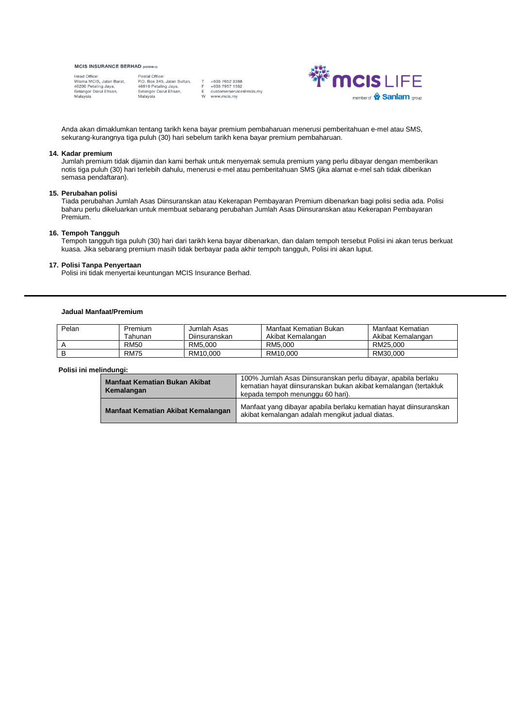Anda akan dimaklumkan tentang tarikh kena bayar premium pembaharuan menerusi pemberitahuan e-mel atau SMS, sekurang-kurangnya tiga puluh (30) hari sebelum tarikh kena bayar premium pembaharuan.

**14. Kadar premium**

Jumlah premium tidak dijamin dan kami berhak untuk menyemak semula premium yang perlu dibayar dengan memberikan notis tiga puluh (30) hari terlebih dahulu, menerusi e-mel atau pemberitahuan SMS (jika alamat e-mel sah tidak diberikan semasa pendaftaran).

**15. Perubahan polisi**

Tiada perubahan Jumlah Asas Diinsuranskan atau Kekerapan Pembayaran Premium dibenarkan bagi polisi sedia ada. Polisi baharu perlu dikeluarkan untuk membuat sebarang perubahan Jumlah Asas Diinsuranskan atau Kekerapan Pembayaran Premium.

**16. Tempoh Tangguh**

Tempoh tangguh tiga puluh (30) hari dari tarikh kena bayar dibenarkan, dan dalam tempoh tersebut Polisi ini akan terus berkuat kuasa. Jika sebarang premium masih tidak berbayar pada akhir tempoh tangguh, Polisi ini akan luput.

**17. Polisi Tanpa Penyertaan**

Polisi ini tidak menyertai keuntungan MCIS Insurance Berhad.

---

**Jadual Manfaat/Premium**

| Pelan | Premium Tahunan | Jumlah Asas Diinsuranskan | Manfaat Kematian Bukan Akibat Kemalangan | Manfaat Kematian Akibat Kemalangan |
|---|---|---|---|---|
| A | RM50 | RM5,000 | RM5,000 | RM25,000 |
| B | RM75 | RM10,000 | RM10,000 | RM30,000 |

**Polisi ini melindungi:**

| | |
|---|---|
| **Manfaat Kematian Bukan Akibat Kemalangan** | 100% Jumlah Asas Diinsuranskan perlu dibayar, apabila berlaku kematian hayat diinsuranskan bukan akibat kemalangan (tertakluk kepada tempoh menunggu 60 hari). |
| **Manfaat Kematian Akibat Kemalangan** | Manfaat yang dibayar apabila berlaku kematian hayat diinsuranskan akibat kemalangan adalah mengikut jadual diatas. |